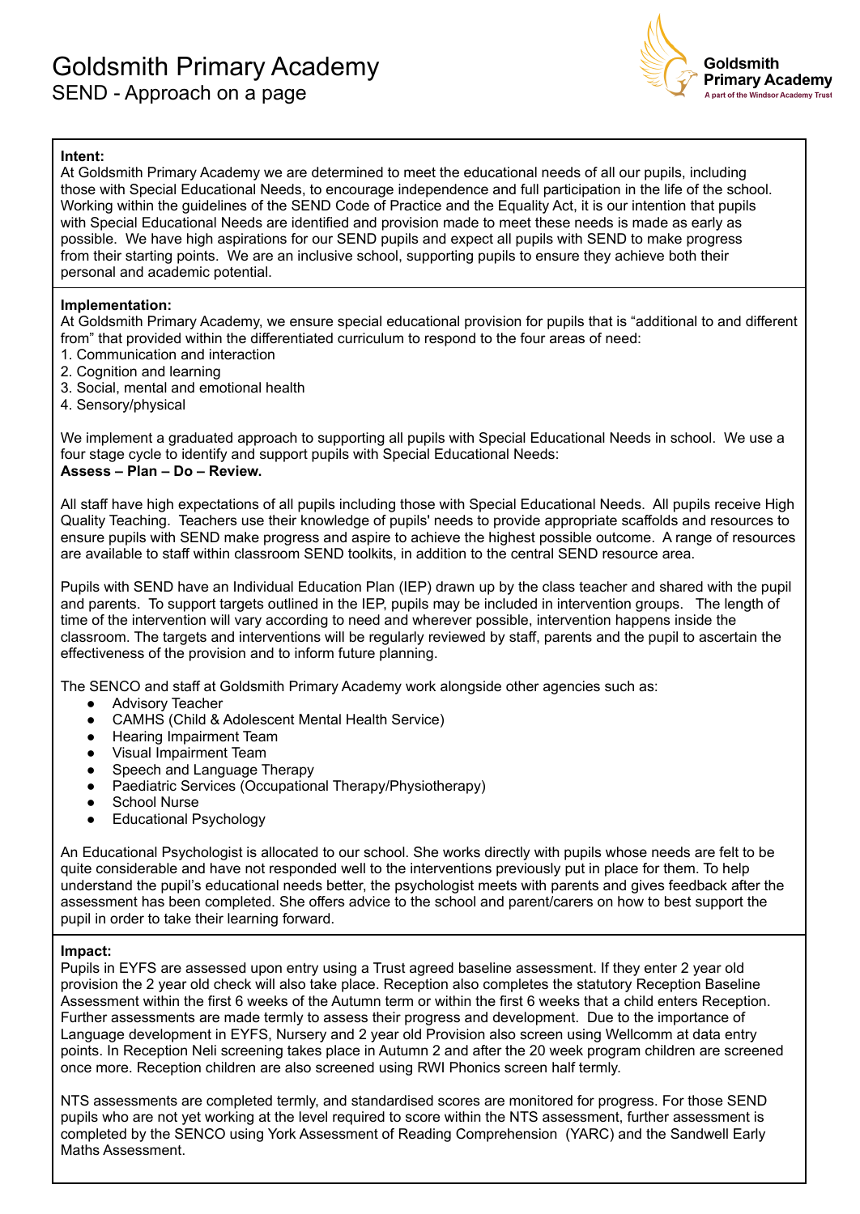# Goldsmith Primary Academy

## SEND - Approach on a page

**Intent:**
At Goldsmith Primary Academy we are determined to meet the educational needs of all our pupils, including those with Special Educational Needs, to encourage independence and full participation in the life of the school. Working within the guidelines of the SEND Code of Practice and the Equality Act, it is our intention that pupils with Special Educational Needs are identified and provision made to meet these needs is made as early as possible. We have high aspirations for our SEND pupils and expect all pupils with SEND to make progress from their starting points. We are an inclusive school, supporting pupils to ensure they achieve both their personal and academic potential.

**Implementation:**
At Goldsmith Primary Academy, we ensure special educational provision for pupils that is "additional to and different from" that provided within the differentiated curriculum to respond to the four areas of need:

1. Communication and interaction
2. Cognition and learning
3. Social, mental and emotional health
4. Sensory/physical

We implement a graduated approach to supporting all pupils with Special Educational Needs in school. We use a four stage cycle to identify and support pupils with Special Educational Needs:
**Assess – Plan – Do – Review.**

All staff have high expectations of all pupils including those with Special Educational Needs. All pupils receive High Quality Teaching. Teachers use their knowledge of pupils' needs to provide appropriate scaffolds and resources to ensure pupils with SEND make progress and aspire to achieve the highest possible outcome. A range of resources are available to staff within classroom SEND toolkits, in addition to the central SEND resource area.

Pupils with SEND have an Individual Education Plan (IEP) drawn up by the class teacher and shared with the pupil and parents. To support targets outlined in the IEP, pupils may be included in intervention groups. The length of time of the intervention will vary according to need and wherever possible, intervention happens inside the classroom. The targets and interventions will be regularly reviewed by staff, parents and the pupil to ascertain the effectiveness of the provision and to inform future planning.

The SENCO and staff at Goldsmith Primary Academy work alongside other agencies such as:

- Advisory Teacher
- CAMHS (Child & Adolescent Mental Health Service)
- Hearing Impairment Team
- Visual Impairment Team
- Speech and Language Therapy
- Paediatric Services (Occupational Therapy/Physiotherapy)
- School Nurse
- Educational Psychology

An Educational Psychologist is allocated to our school. She works directly with pupils whose needs are felt to be quite considerable and have not responded well to the interventions previously put in place for them. To help understand the pupil's educational needs better, the psychologist meets with parents and gives feedback after the assessment has been completed. She offers advice to the school and parent/carers on how to best support the pupil in order to take their learning forward.

**Impact:**
Pupils in EYFS are assessed upon entry using a Trust agreed baseline assessment. If they enter 2 year old provision the 2 year old check will also take place. Reception also completes the statutory Reception Baseline Assessment within the first 6 weeks of the Autumn term or within the first 6 weeks that a child enters Reception. Further assessments are made termly to assess their progress and development. Due to the importance of Language development in EYFS, Nursery and 2 year old Provision also screen using Wellcomm at data entry points. In Reception Neli screening takes place in Autumn 2 and after the 20 week program children are screened once more. Reception children are also screened using RWI Phonics screen half termly.

NTS assessments are completed termly, and standardised scores are monitored for progress. For those SEND pupils who are not yet working at the level required to score within the NTS assessment, further assessment is completed by the SENCO using York Assessment of Reading Comprehension (YARC) and the Sandwell Early Maths Assessment.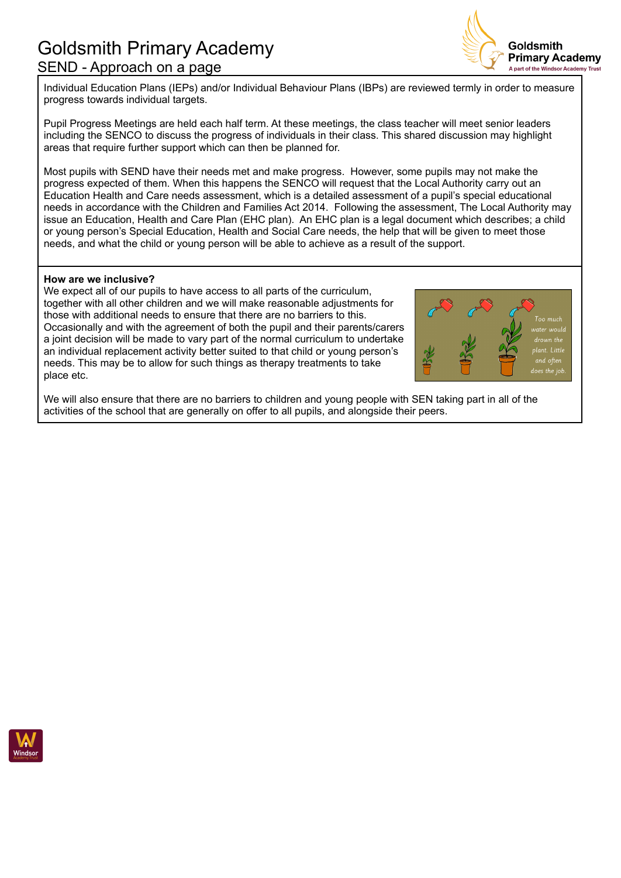# Goldsmith Primary Academy

## SEND - Approach on a page

Individual Education Plans (IEPs) and/or Individual Behaviour Plans (IBPs) are reviewed termly in order to measure progress towards individual targets.

Pupil Progress Meetings are held each half term. At these meetings, the class teacher will meet senior leaders including the SENCO to discuss the progress of individuals in their class. This shared discussion may highlight areas that require further support which can then be planned for.

Most pupils with SEND have their needs met and make progress. However, some pupils may not make the progress expected of them. When this happens the SENCO will request that the Local Authority carry out an Education Health and Care needs assessment, which is a detailed assessment of a pupil's special educational needs in accordance with the Children and Families Act 2014. Following the assessment, The Local Authority may issue an Education, Health and Care Plan (EHC plan). An EHC plan is a legal document which describes; a child or young person's Special Education, Health and Social Care needs, the help that will be given to meet those needs, and what the child or young person will be able to achieve as a result of the support.

**How are we inclusive?**

We expect all of our pupils to have access to all parts of the curriculum, together with all other children and we will make reasonable adjustments for those with additional needs to ensure that there are no barriers to this. Occasionally and with the agreement of both the pupil and their parents/carers a joint decision will be made to vary part of the normal curriculum to undertake an individual replacement activity better suited to that child or young person's needs. This may be to allow for such things as therapy treatments to take place etc.

*Too much water would drown the plant. Little and often does the job.*

We will also ensure that there are no barriers to children and young people with SEN taking part in all of the activities of the school that are generally on offer to all pupils, and alongside their peers.